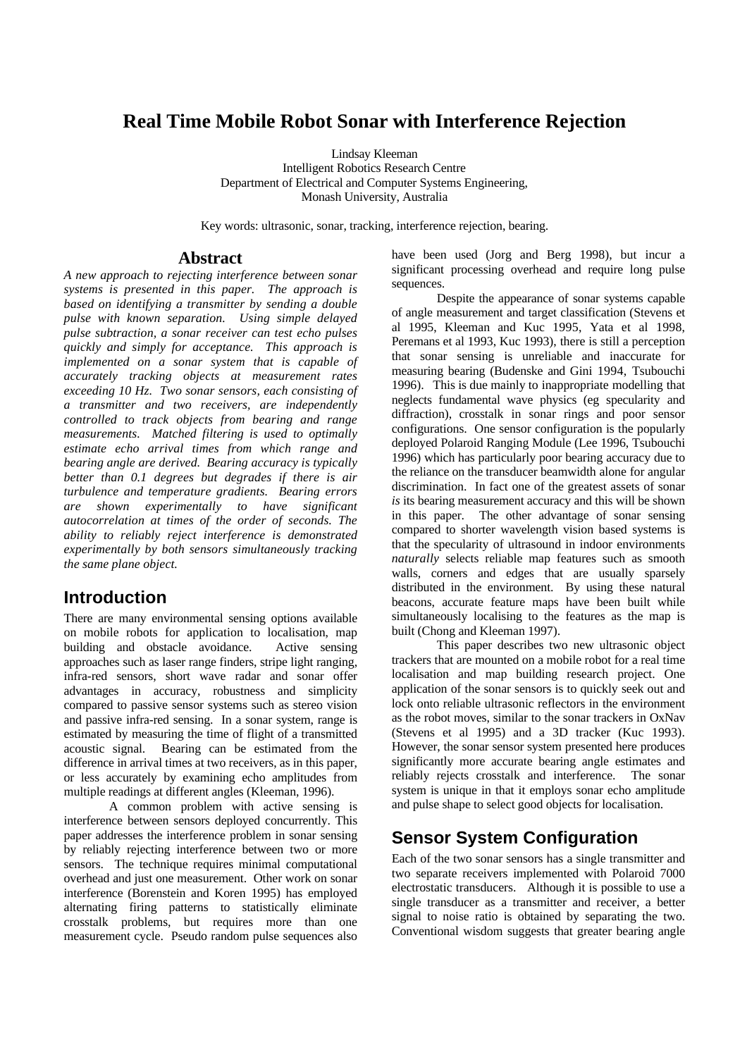# Real Time Mobile Robot Sonar with Interference Rejection

Lindsay Kleeman
Intelligent Robotics Research Centre
Department of Electrical and Computer Systems Engineering,
Monash University, Australia

Key words: ultrasonic, sonar, tracking, interference rejection, bearing.

## Abstract

*A new approach to rejecting interference between sonar systems is presented in this paper. The approach is based on identifying a transmitter by sending a double pulse with known separation. Using simple delayed pulse subtraction, a sonar receiver can test echo pulses quickly and simply for acceptance. This approach is implemented on a sonar system that is capable of accurately tracking objects at measurement rates exceeding 10 Hz. Two sonar sensors, each consisting of a transmitter and two receivers, are independently controlled to track objects from bearing and range measurements. Matched filtering is used to optimally estimate echo arrival times from which range and bearing angle are derived. Bearing accuracy is typically better than 0.1 degrees but degrades if there is air turbulence and temperature gradients. Bearing errors are shown experimentally to have significant autocorrelation at times of the order of seconds. The ability to reliably reject interference is demonstrated experimentally by both sensors simultaneously tracking the same plane object.*

## Introduction

There are many environmental sensing options available on mobile robots for application to localisation, map building and obstacle avoidance. Active sensing approaches such as laser range finders, stripe light ranging, infra-red sensors, short wave radar and sonar offer advantages in accuracy, robustness and simplicity compared to passive sensor systems such as stereo vision and passive infra-red sensing. In a sonar system, range is estimated by measuring the time of flight of a transmitted acoustic signal. Bearing can be estimated from the difference in arrival times at two receivers, as in this paper, or less accurately by examining echo amplitudes from multiple readings at different angles (Kleeman, 1996).

A common problem with active sensing is interference between sensors deployed concurrently. This paper addresses the interference problem in sonar sensing by reliably rejecting interference between two or more sensors. The technique requires minimal computational overhead and just one measurement. Other work on sonar interference (Borenstein and Koren 1995) has employed alternating firing patterns to statistically eliminate crosstalk problems, but requires more than one measurement cycle. Pseudo random pulse sequences also have been used (Jorg and Berg 1998), but incur a significant processing overhead and require long pulse sequences.

Despite the appearance of sonar systems capable of angle measurement and target classification (Stevens et al 1995, Kleeman and Kuc 1995, Yata et al 1998, Peremans et al 1993, Kuc 1993), there is still a perception that sonar sensing is unreliable and inaccurate for measuring bearing (Budenske and Gini 1994, Tsubouchi 1996). This is due mainly to inappropriate modelling that neglects fundamental wave physics (eg specularity and diffraction), crosstalk in sonar rings and poor sensor configurations. One sensor configuration is the popularly deployed Polaroid Ranging Module (Lee 1996, Tsubouchi 1996) which has particularly poor bearing accuracy due to the reliance on the transducer beamwidth alone for angular discrimination. In fact one of the greatest assets of sonar *is* its bearing measurement accuracy and this will be shown in this paper. The other advantage of sonar sensing compared to shorter wavelength vision based systems is that the specularity of ultrasound in indoor environments *naturally* selects reliable map features such as smooth walls, corners and edges that are usually sparsely distributed in the environment. By using these natural beacons, accurate feature maps have been built while simultaneously localising to the features as the map is built (Chong and Kleeman 1997).

This paper describes two new ultrasonic object trackers that are mounted on a mobile robot for a real time localisation and map building research project. One application of the sonar sensors is to quickly seek out and lock onto reliable ultrasonic reflectors in the environment as the robot moves, similar to the sonar trackers in OxNav (Stevens et al 1995) and a 3D tracker (Kuc 1993). However, the sonar sensor system presented here produces significantly more accurate bearing angle estimates and reliably rejects crosstalk and interference. The sonar system is unique in that it employs sonar echo amplitude and pulse shape to select good objects for localisation.

## Sensor System Configuration

Each of the two sonar sensors has a single transmitter and two separate receivers implemented with Polaroid 7000 electrostatic transducers. Although it is possible to use a single transducer as a transmitter and receiver, a better signal to noise ratio is obtained by separating the two. Conventional wisdom suggests that greater bearing angle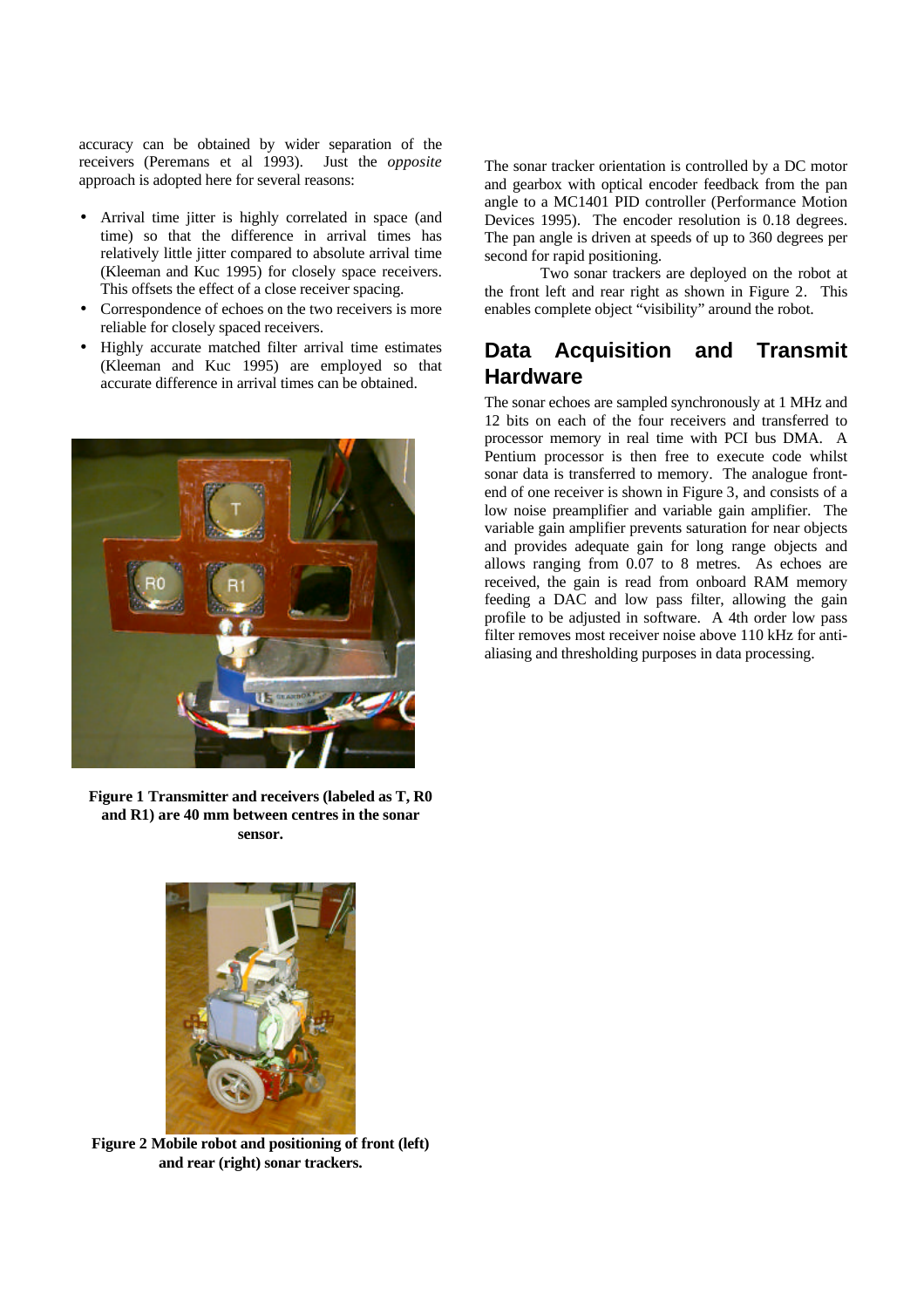accuracy can be obtained by wider separation of the receivers (Peremans et al 1993). Just the *opposite* approach is adopted here for several reasons:

- Arrival time jitter is highly correlated in space (and time) so that the difference in arrival times has relatively little jitter compared to absolute arrival time (Kleeman and Kuc 1995) for closely space receivers. This offsets the effect of a close receiver spacing.
- Correspondence of echoes on the two receivers is more reliable for closely spaced receivers.
- Highly accurate matched filter arrival time estimates (Kleeman and Kuc 1995) are employed so that accurate difference in arrival times can be obtained.

**Figure 1 Transmitter and receivers (labeled as T, R0 and R1) are 40 mm between centres in the sonar sensor.**

**Figure 2 Mobile robot and positioning of front (left) and rear (right) sonar trackers.**

The sonar tracker orientation is controlled by a DC motor and gearbox with optical encoder feedback from the pan angle to a MC1401 PID controller (Performance Motion Devices 1995). The encoder resolution is 0.18 degrees. The pan angle is driven at speeds of up to 360 degrees per second for rapid positioning.

Two sonar trackers are deployed on the robot at the front left and rear right as shown in Figure 2. This enables complete object "visibility" around the robot.

## Data Acquisition and Transmit Hardware

The sonar echoes are sampled synchronously at 1 MHz and 12 bits on each of the four receivers and transferred to processor memory in real time with PCI bus DMA. A Pentium processor is then free to execute code whilst sonar data is transferred to memory. The analogue front-end of one receiver is shown in Figure 3, and consists of a low noise preamplifier and variable gain amplifier. The variable gain amplifier prevents saturation for near objects and provides adequate gain for long range objects and allows ranging from 0.07 to 8 metres. As echoes are received, the gain is read from onboard RAM memory feeding a DAC and low pass filter, allowing the gain profile to be adjusted in software. A 4th order low pass filter removes most receiver noise above 110 kHz for anti-aliasing and thresholding purposes in data processing.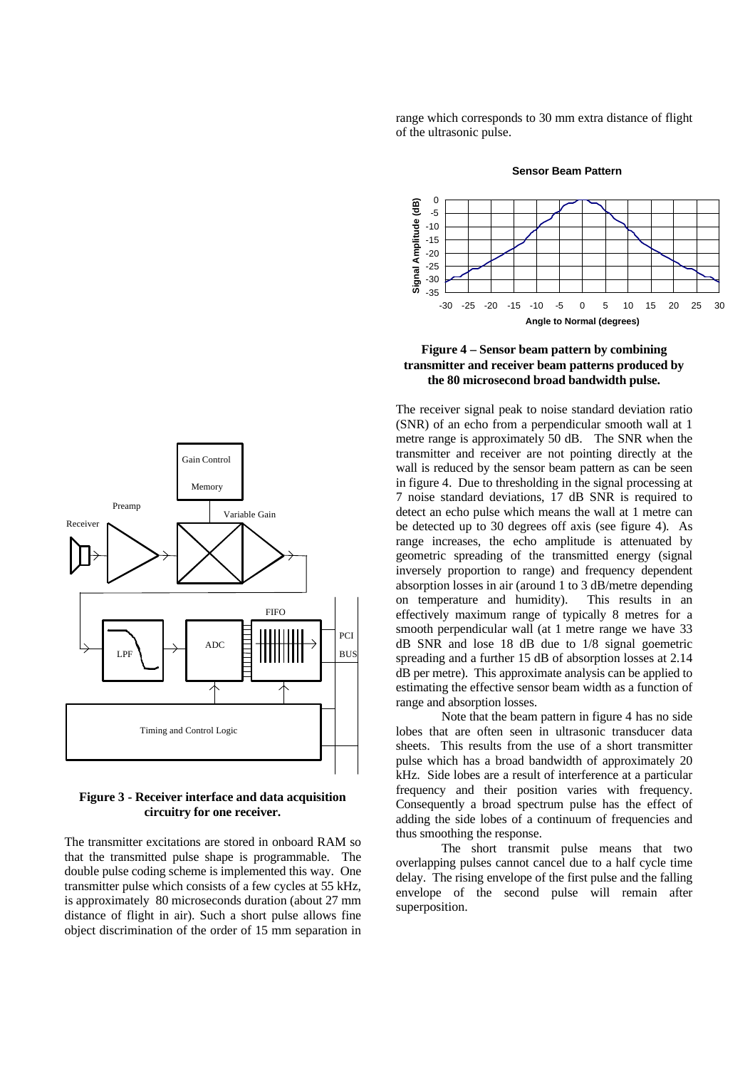**Figure 3 - Receiver interface and data acquisition circuitry for one receiver.**

The transmitter excitations are stored in onboard RAM so that the transmitted pulse shape is programmable. The double pulse coding scheme is implemented this way. One transmitter pulse which consists of a few cycles at 55 kHz, is approximately 80 microseconds duration (about 27 mm distance of flight in air). Such a short pulse allows fine object discrimination of the order of 15 mm separation in range which corresponds to 30 mm extra distance of flight of the ultrasonic pulse.

**Figure 4 – Sensor beam pattern by combining transmitter and receiver beam patterns produced by the 80 microsecond broad bandwidth pulse.**

The receiver signal peak to noise standard deviation ratio (SNR) of an echo from a perpendicular smooth wall at 1 metre range is approximately 50 dB. The SNR when the transmitter and receiver are not pointing directly at the wall is reduced by the sensor beam pattern as can be seen in figure 4. Due to thresholding in the signal processing at 7 noise standard deviations, 17 dB SNR is required to detect an echo pulse which means the wall at 1 metre can be detected up to 30 degrees off axis (see figure 4). As range increases, the echo amplitude is attenuated by geometric spreading of the transmitted energy (signal inversely proportion to range) and frequency dependent absorption losses in air (around 1 to 3 dB/metre depending on temperature and humidity). This results in an effectively maximum range of typically 8 metres for a smooth perpendicular wall (at 1 metre range we have 33 dB SNR and lose 18 dB due to 1/8 signal goemetric spreading and a further 15 dB of absorption losses at 2.14 dB per metre). This approximate analysis can be applied to estimating the effective sensor beam width as a function of range and absorption losses.

Note that the beam pattern in figure 4 has no side lobes that are often seen in ultrasonic transducer data sheets. This results from the use of a short transmitter pulse which has a broad bandwidth of approximately 20 kHz. Side lobes are a result of interference at a particular frequency and their position varies with frequency. Consequently a broad spectrum pulse has the effect of adding the side lobes of a continuum of frequencies and thus smoothing the response.

The short transmit pulse means that two overlapping pulses cannot cancel due to a half cycle time delay. The rising envelope of the first pulse and the falling envelope of the second pulse will remain after superposition.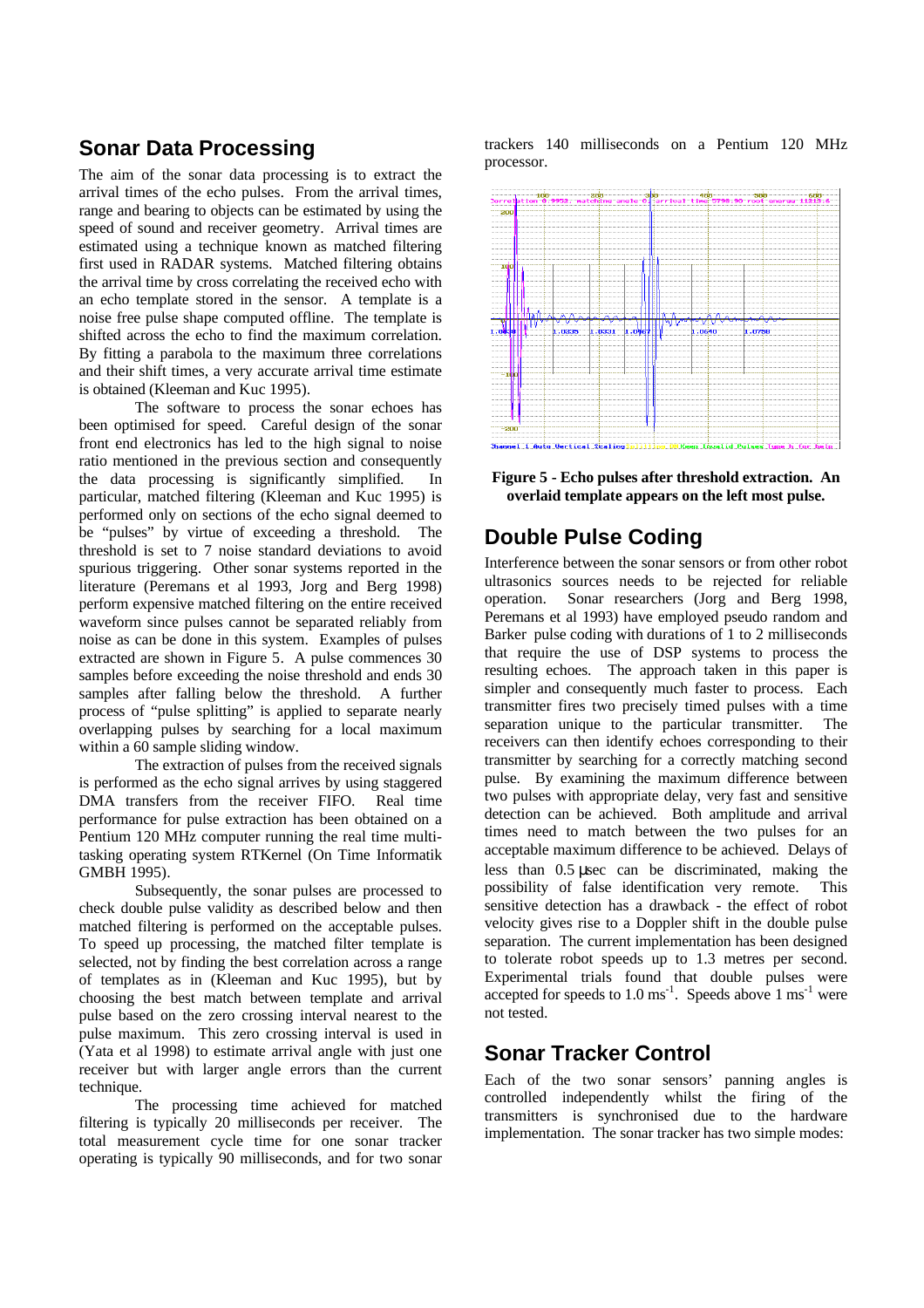## Sonar Data Processing

The aim of the sonar data processing is to extract the arrival times of the echo pulses. From the arrival times, range and bearing to objects can be estimated by using the speed of sound and receiver geometry. Arrival times are estimated using a technique known as matched filtering first used in RADAR systems. Matched filtering obtains the arrival time by cross correlating the received echo with an echo template stored in the sensor. A template is a noise free pulse shape computed offline. The template is shifted across the echo to find the maximum correlation. By fitting a parabola to the maximum three correlations and their shift times, a very accurate arrival time estimate is obtained (Kleeman and Kuc 1995).

The software to process the sonar echoes has been optimised for speed. Careful design of the sonar front end electronics has led to the high signal to noise ratio mentioned in the previous section and consequently the data processing is significantly simplified. In particular, matched filtering (Kleeman and Kuc 1995) is performed only on sections of the echo signal deemed to be "pulses" by virtue of exceeding a threshold. The threshold is set to 7 noise standard deviations to avoid spurious triggering. Other sonar systems reported in the literature (Peremans et al 1993, Jorg and Berg 1998) perform expensive matched filtering on the entire received waveform since pulses cannot be separated reliably from noise as can be done in this system. Examples of pulses extracted are shown in Figure 5. A pulse commences 30 samples before exceeding the noise threshold and ends 30 samples after falling below the threshold. A further process of "pulse splitting" is applied to separate nearly overlapping pulses by searching for a local maximum within a 60 sample sliding window.

The extraction of pulses from the received signals is performed as the echo signal arrives by using staggered DMA transfers from the receiver FIFO. Real time performance for pulse extraction has been obtained on a Pentium 120 MHz computer running the real time multi-tasking operating system RTKernel (On Time Informatik GMBH 1995).

Subsequently, the sonar pulses are processed to check double pulse validity as described below and then matched filtering is performed on the acceptable pulses. To speed up processing, the matched filter template is selected, not by finding the best correlation across a range of templates as in (Kleeman and Kuc 1995), but by choosing the best match between template and arrival pulse based on the zero crossing interval nearest to the pulse maximum. This zero crossing interval is used in (Yata et al 1998) to estimate arrival angle with just one receiver but with larger angle errors than the current technique.

The processing time achieved for matched filtering is typically 20 milliseconds per receiver. The total measurement cycle time for one sonar tracker operating is typically 90 milliseconds, and for two sonar trackers 140 milliseconds on a Pentium 120 MHz processor.

**Figure 5 - Echo pulses after threshold extraction. An overlaid template appears on the left most pulse.**

## Double Pulse Coding

Interference between the sonar sensors or from other robot ultrasonics sources needs to be rejected for reliable operation. Sonar researchers (Jorg and Berg 1998, Peremans et al 1993) have employed pseudo random and Barker pulse coding with durations of 1 to 2 milliseconds that require the use of DSP systems to process the resulting echoes. The approach taken in this paper is simpler and consequently much faster to process. Each transmitter fires two precisely timed pulses with a time separation unique to the particular transmitter. The receivers can then identify echoes corresponding to their transmitter by searching for a correctly matching second pulse. By examining the maximum difference between two pulses with appropriate delay, very fast and sensitive detection can be achieved. Both amplitude and arrival times need to match between the two pulses for an acceptable maximum difference to be achieved. Delays of less than 0.5 μsec can be discriminated, making the possibility of false identification very remote. This sensitive detection has a drawback - the effect of robot velocity gives rise to a Doppler shift in the double pulse separation. The current implementation has been designed to tolerate robot speeds up to 1.3 metres per second. Experimental trials found that double pulses were accepted for speeds to 1.0 $ms^{-1}$. Speeds above 1 $ms^{-1}$ were not tested.

## Sonar Tracker Control

Each of the two sonar sensors' panning angles is controlled independently whilst the firing of the transmitters is synchronised due to the hardware implementation. The sonar tracker has two simple modes: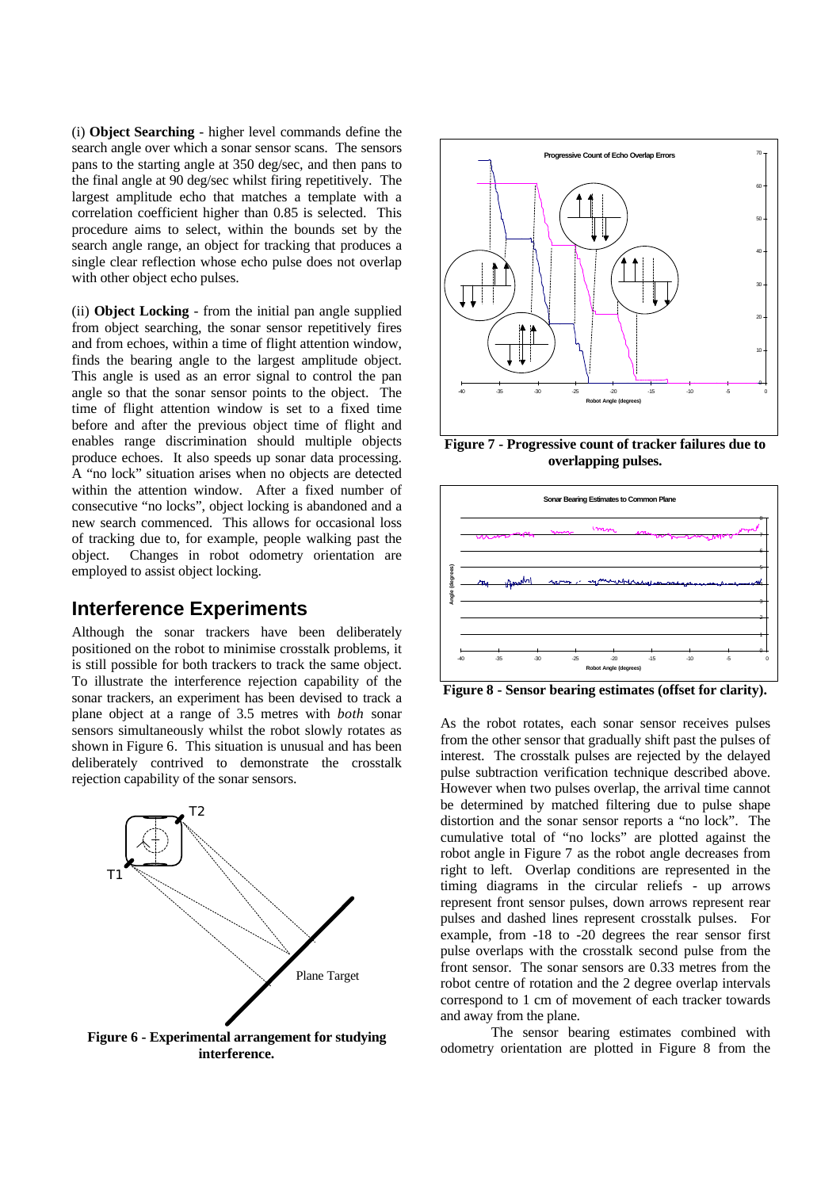(i) **Object Searching** - higher level commands define the search angle over which a sonar sensor scans. The sensors pans to the starting angle at 350 deg/sec, and then pans to the final angle at 90 deg/sec whilst firing repetitively. The largest amplitude echo that matches a template with a correlation coefficient higher than 0.85 is selected. This procedure aims to select, within the bounds set by the search angle range, an object for tracking that produces a single clear reflection whose echo pulse does not overlap with other object echo pulses.

(ii) **Object Locking** - from the initial pan angle supplied from object searching, the sonar sensor repetitively fires and from echoes, within a time of flight attention window, finds the bearing angle to the largest amplitude object. This angle is used as an error signal to control the pan angle so that the sonar sensor points to the object. The time of flight attention window is set to a fixed time before and after the previous object time of flight and enables range discrimination should multiple objects produce echoes. It also speeds up sonar data processing. A "no lock" situation arises when no objects are detected within the attention window. After a fixed number of consecutive "no locks", object locking is abandoned and a new search commenced. This allows for occasional loss of tracking due to, for example, people walking past the object. Changes in robot odometry orientation are employed to assist object locking.

## Interference Experiments

Although the sonar trackers have been deliberately positioned on the robot to minimise crosstalk problems, it is still possible for both trackers to track the same object. To illustrate the interference rejection capability of the sonar trackers, an experiment has been devised to track a plane object at a range of 3.5 metres with *both* sonar sensors simultaneously whilst the robot slowly rotates as shown in Figure 6. This situation is unusual and has been deliberately contrived to demonstrate the crosstalk rejection capability of the sonar sensors.

**Figure 6 - Experimental arrangement for studying interference.**

**Figure 7 - Progressive count of tracker failures due to overlapping pulses.**

**Figure 8 - Sensor bearing estimates (offset for clarity).**

As the robot rotates, each sonar sensor receives pulses from the other sensor that gradually shift past the pulses of interest. The crosstalk pulses are rejected by the delayed pulse subtraction verification technique described above. However when two pulses overlap, the arrival time cannot be determined by matched filtering due to pulse shape distortion and the sonar sensor reports a "no lock". The cumulative total of "no locks" are plotted against the robot angle in Figure 7 as the robot angle decreases from right to left. Overlap conditions are represented in the timing diagrams in the circular reliefs - up arrows represent front sensor pulses, down arrows represent rear pulses and dashed lines represent crosstalk pulses. For example, from -18 to -20 degrees the rear sensor first pulse overlaps with the crosstalk second pulse from the front sensor. The sonar sensors are 0.33 metres from the robot centre of rotation and the 2 degree overlap intervals correspond to 1 cm of movement of each tracker towards and away from the plane.

The sensor bearing estimates combined with odometry orientation are plotted in Figure 8 from the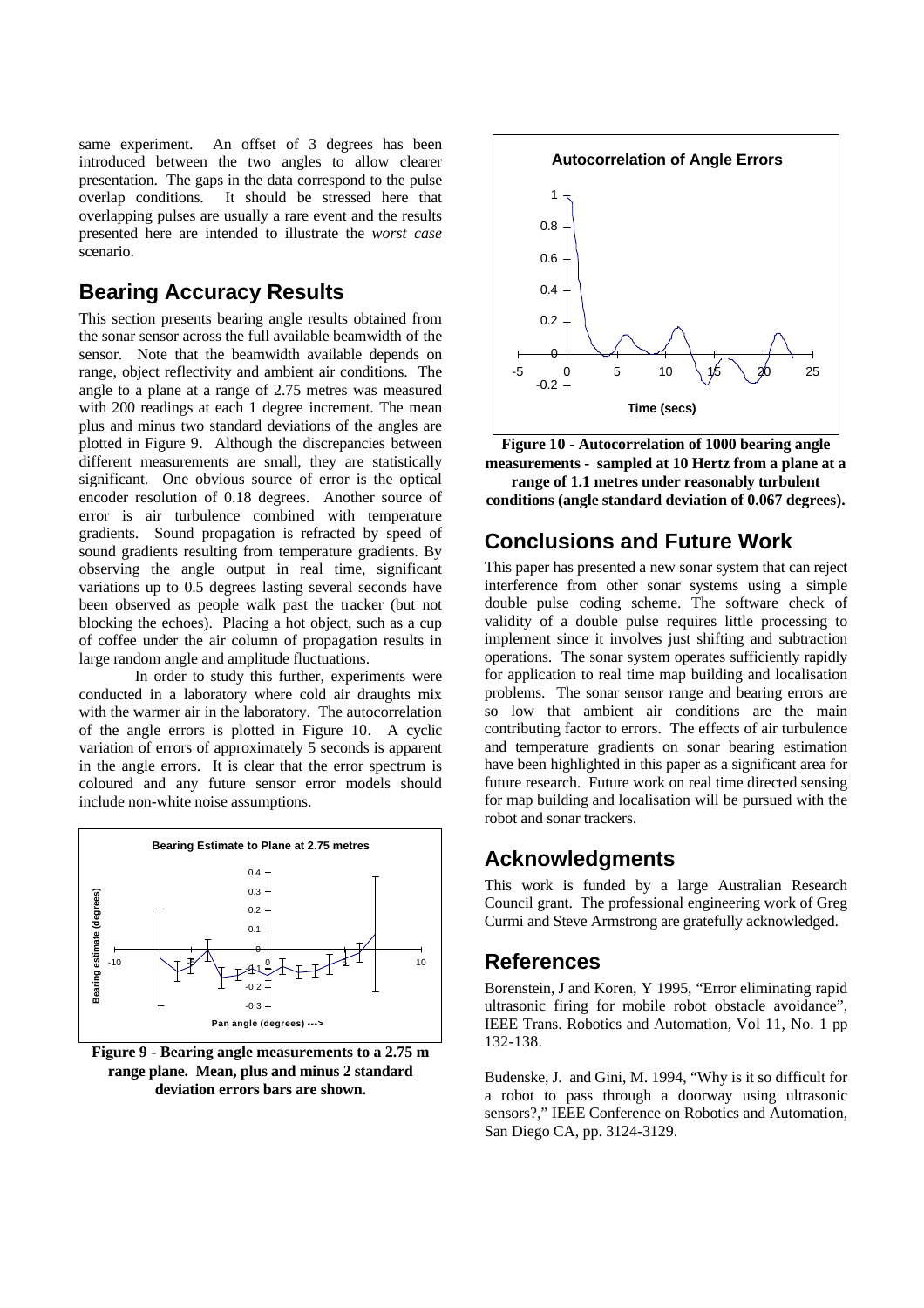same experiment. An offset of 3 degrees has been introduced between the two angles to allow clearer presentation. The gaps in the data correspond to the pulse overlap conditions. It should be stressed here that overlapping pulses are usually a rare event and the results presented here are intended to illustrate the *worst case* scenario.

## Bearing Accuracy Results

This section presents bearing angle results obtained from the sonar sensor across the full available beamwidth of the sensor. Note that the beamwidth available depends on range, object reflectivity and ambient air conditions. The angle to a plane at a range of 2.75 metres was measured with 200 readings at each 1 degree increment. The mean plus and minus two standard deviations of the angles are plotted in Figure 9. Although the discrepancies between different measurements are small, they are statistically significant. One obvious source of error is the optical encoder resolution of 0.18 degrees. Another source of error is air turbulence combined with temperature gradients. Sound propagation is refracted by speed of sound gradients resulting from temperature gradients. By observing the angle output in real time, significant variations up to 0.5 degrees lasting several seconds have been observed as people walk past the tracker (but not blocking the echoes). Placing a hot object, such as a cup of coffee under the air column of propagation results in large random angle and amplitude fluctuations.

In order to study this further, experiments were conducted in a laboratory where cold air draughts mix with the warmer air in the laboratory. The autocorrelation of the angle errors is plotted in Figure 10. A cyclic variation of errors of approximately 5 seconds is apparent in the angle errors. It is clear that the error spectrum is coloured and any future sensor error models should include non-white noise assumptions.

**Figure 9 - Bearing angle measurements to a 2.75 m range plane. Mean, plus and minus 2 standard deviation errors bars are shown.**

**Figure 10 - Autocorrelation of 1000 bearing angle measurements - sampled at 10 Hertz from a plane at a range of 1.1 metres under reasonably turbulent conditions (angle standard deviation of 0.067 degrees).**

## Conclusions and Future Work

This paper has presented a new sonar system that can reject interference from other sonar systems using a simple double pulse coding scheme. The software check of validity of a double pulse requires little processing to implement since it involves just shifting and subtraction operations. The sonar system operates sufficiently rapidly for application to real time map building and localisation problems. The sonar sensor range and bearing errors are so low that ambient air conditions are the main contributing factor to errors. The effects of air turbulence and temperature gradients on sonar bearing estimation have been highlighted in this paper as a significant area for future research. Future work on real time directed sensing for map building and localisation will be pursued with the robot and sonar trackers.

## Acknowledgments

This work is funded by a large Australian Research Council grant. The professional engineering work of Greg Curmi and Steve Armstrong are gratefully acknowledged.

## References

Borenstein, J and Koren, Y 1995, "Error eliminating rapid ultrasonic firing for mobile robot obstacle avoidance", IEEE Trans. Robotics and Automation, Vol 11, No. 1 pp 132-138.

Budenske, J. and Gini, M. 1994, "Why is it so difficult for a robot to pass through a doorway using ultrasonic sensors?," IEEE Conference on Robotics and Automation, San Diego CA, pp. 3124-3129.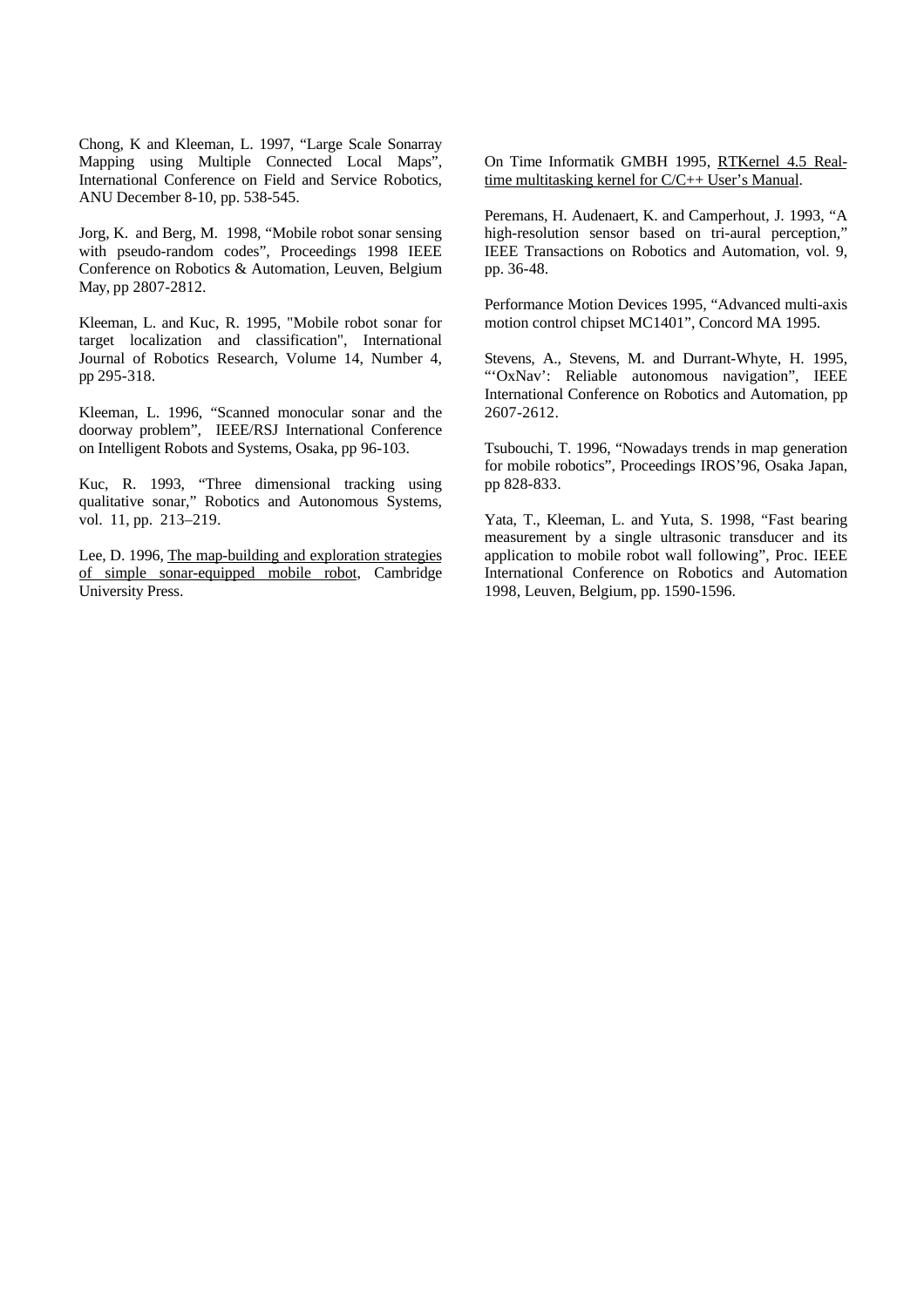Chong, K and Kleeman, L. 1997, "Large Scale Sonarray Mapping using Multiple Connected Local Maps", International Conference on Field and Service Robotics, ANU December 8-10, pp. 538-545.

Jorg, K. and Berg, M. 1998, "Mobile robot sonar sensing with pseudo-random codes", Proceedings 1998 IEEE Conference on Robotics & Automation, Leuven, Belgium May, pp 2807-2812.

Kleeman, L. and Kuc, R. 1995, "Mobile robot sonar for target localization and classification", International Journal of Robotics Research, Volume 14, Number 4, pp 295-318.

Kleeman, L. 1996, "Scanned monocular sonar and the doorway problem", IEEE/RSJ International Conference on Intelligent Robots and Systems, Osaka, pp 96-103.

Kuc, R. 1993, "Three dimensional tracking using qualitative sonar," Robotics and Autonomous Systems, vol. 11, pp. 213–219.

Lee, D. 1996, The map-building and exploration strategies of simple sonar-equipped mobile robot, Cambridge University Press.

On Time Informatik GMBH 1995, RTKernel 4.5 Real-time multitasking kernel for C/C++ User's Manual.

Peremans, H. Audenaert, K. and Camperhout, J. 1993, "A high-resolution sensor based on tri-aural perception," IEEE Transactions on Robotics and Automation, vol. 9, pp. 36-48.

Performance Motion Devices 1995, "Advanced multi-axis motion control chipset MC1401", Concord MA 1995.

Stevens, A., Stevens, M. and Durrant-Whyte, H. 1995, "'OxNav': Reliable autonomous navigation", IEEE International Conference on Robotics and Automation, pp 2607-2612.

Tsubouchi, T. 1996, "Nowadays trends in map generation for mobile robotics", Proceedings IROS'96, Osaka Japan, pp 828-833.

Yata, T., Kleeman, L. and Yuta, S. 1998, "Fast bearing measurement by a single ultrasonic transducer and its application to mobile robot wall following", Proc. IEEE International Conference on Robotics and Automation 1998, Leuven, Belgium, pp. 1590-1596.